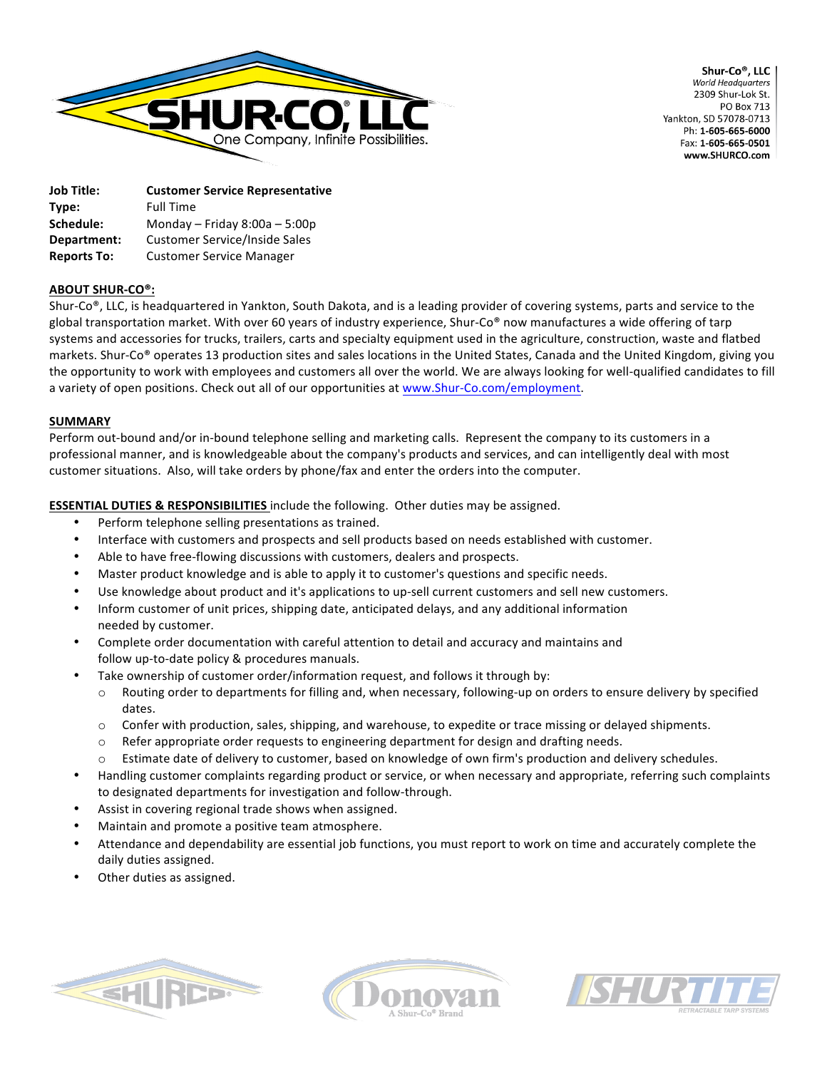**Shur-Co®, LLC**
*World Headquarters*
2309 Shur-Lok St.
PO Box 713
Yankton, SD 57078-0713
Ph: **1-605-665-6000**
Fax: **1-605-665-0501**
**www.SHURCO.com**

| | |
|---|---|
| **Job Title:** | **Customer Service Representative** |
| **Type:** | Full Time |
| **Schedule:** | Monday – Friday 8:00a – 5:00p |
| **Department:** | Customer Service/Inside Sales |
| **Reports To:** | Customer Service Manager |

## ABOUT SHUR-CO®:

Shur-Co®, LLC, is headquartered in Yankton, South Dakota, and is a leading provider of covering systems, parts and service to the global transportation market. With over 60 years of industry experience, Shur-Co® now manufactures a wide offering of tarp systems and accessories for trucks, trailers, carts and specialty equipment used in the agriculture, construction, waste and flatbed markets. Shur-Co® operates 13 production sites and sales locations in the United States, Canada and the United Kingdom, giving you the opportunity to work with employees and customers all over the world. We are always looking for well-qualified candidates to fill a variety of open positions. Check out all of our opportunities at www.Shur-Co.com/employment.

## SUMMARY

Perform out-bound and/or in-bound telephone selling and marketing calls. Represent the company to its customers in a professional manner, and is knowledgeable about the company's products and services, and can intelligently deal with most customer situations. Also, will take orders by phone/fax and enter the orders into the computer.

**ESSENTIAL DUTIES & RESPONSIBILITIES** include the following. Other duties may be assigned.

- Perform telephone selling presentations as trained.
- Interface with customers and prospects and sell products based on needs established with customer.
- Able to have free-flowing discussions with customers, dealers and prospects.
- Master product knowledge and is able to apply it to customer's questions and specific needs.
- Use knowledge about product and it's applications to up-sell current customers and sell new customers.
- Inform customer of unit prices, shipping date, anticipated delays, and any additional information needed by customer.
- Complete order documentation with careful attention to detail and accuracy and maintains and follow up-to-date policy & procedures manuals.
- Take ownership of customer order/information request, and follows it through by:
  - Routing order to departments for filling and, when necessary, following-up on orders to ensure delivery by specified dates.
  - Confer with production, sales, shipping, and warehouse, to expedite or trace missing or delayed shipments.
  - Refer appropriate order requests to engineering department for design and drafting needs.
  - Estimate date of delivery to customer, based on knowledge of own firm's production and delivery schedules.
- Handling customer complaints regarding product or service, or when necessary and appropriate, referring such complaints to designated departments for investigation and follow-through.
- Assist in covering regional trade shows when assigned.
- Maintain and promote a positive team atmosphere.
- Attendance and dependability are essential job functions, you must report to work on time and accurately complete the daily duties assigned.
- Other duties as assigned.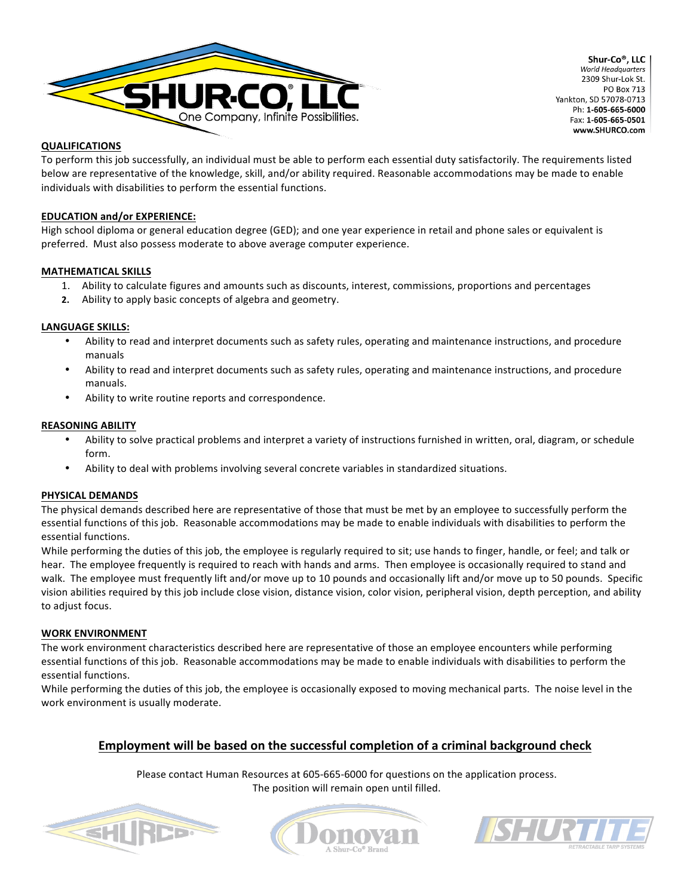Shur-Co®, LLC
*World Headquarters*
2309 Shur-Lok St.
PO Box 713
Yankton, SD 57078-0713
Ph: **1-605-665-6000**
Fax: **1-605-665-0501**
**www.SHURCO.com**

## QUALIFICATIONS

To perform this job successfully, an individual must be able to perform each essential duty satisfactorily. The requirements listed below are representative of the knowledge, skill, and/or ability required. Reasonable accommodations may be made to enable individuals with disabilities to perform the essential functions.

## EDUCATION and/or EXPERIENCE:

High school diploma or general education degree (GED); and one year experience in retail and phone sales or equivalent is preferred. Must also possess moderate to above average computer experience.

## MATHEMATICAL SKILLS

1. Ability to calculate figures and amounts such as discounts, interest, commissions, proportions and percentages
2. Ability to apply basic concepts of algebra and geometry.

## LANGUAGE SKILLS:

- Ability to read and interpret documents such as safety rules, operating and maintenance instructions, and procedure manuals
- Ability to read and interpret documents such as safety rules, operating and maintenance instructions, and procedure manuals.
- Ability to write routine reports and correspondence.

## REASONING ABILITY

- Ability to solve practical problems and interpret a variety of instructions furnished in written, oral, diagram, or schedule form.
- Ability to deal with problems involving several concrete variables in standardized situations.

## PHYSICAL DEMANDS

The physical demands described here are representative of those that must be met by an employee to successfully perform the essential functions of this job. Reasonable accommodations may be made to enable individuals with disabilities to perform the essential functions.

While performing the duties of this job, the employee is regularly required to sit; use hands to finger, handle, or feel; and talk or hear. The employee frequently is required to reach with hands and arms. Then employee is occasionally required to stand and walk. The employee must frequently lift and/or move up to 10 pounds and occasionally lift and/or move up to 50 pounds. Specific vision abilities required by this job include close vision, distance vision, color vision, peripheral vision, depth perception, and ability to adjust focus.

## WORK ENVIRONMENT

The work environment characteristics described here are representative of those an employee encounters while performing essential functions of this job. Reasonable accommodations may be made to enable individuals with disabilities to perform the essential functions.

While performing the duties of this job, the employee is occasionally exposed to moving mechanical parts. The noise level in the work environment is usually moderate.

## Employment will be based on the successful completion of a criminal background check

Please contact Human Resources at 605-665-6000 for questions on the application process.
The position will remain open until filled.